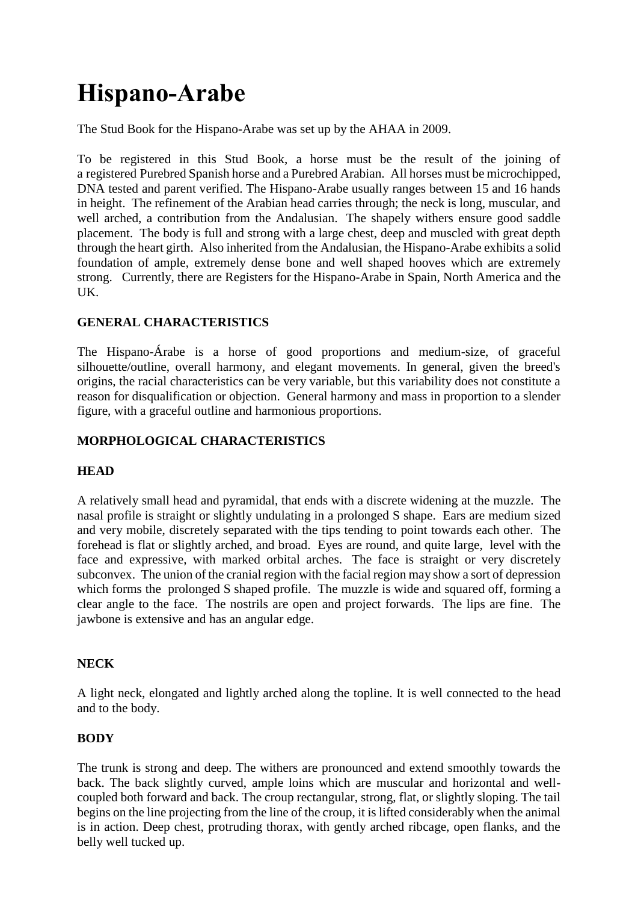# Hispano-Arabe

The Stud Book for the Hispano-Arabe was set up by the AHAA in 2009.

To be registered in this Stud Book, a horse must be the result of the joining of a registered Purebred Spanish horse and a Purebred Arabian. All horses must be microchipped, DNA tested and parent verified. The Hispano-Arabe usually ranges between 15 and 16 hands in height. The refinement of the Arabian head carries through; the neck is long, muscular, and well arched, a contribution from the Andalusian. The shapely withers ensure good saddle placement. The body is full and strong with a large chest, deep and muscled with great depth through the heart girth. Also inherited from the Andalusian, the Hispano-Arabe exhibits a solid foundation of ample, extremely dense bone and well shaped hooves which are extremely strong. Currently, there are Registers for the Hispano-Arabe in Spain, North America and the UK.

**GENERAL CHARACTERISTICS**

The Hispano-Árabe is a horse of good proportions and medium-size, of graceful silhouette/outline, overall harmony, and elegant movements. In general, given the breed's origins, the racial characteristics can be very variable, but this variability does not constitute a reason for disqualification or objection. General harmony and mass in proportion to a slender figure, with a graceful outline and harmonious proportions.

**MORPHOLOGICAL CHARACTERISTICS**

**HEAD**

A relatively small head and pyramidal, that ends with a discrete widening at the muzzle. The nasal profile is straight or slightly undulating in a prolonged S shape. Ears are medium sized and very mobile, discretely separated with the tips tending to point towards each other. The forehead is flat or slightly arched, and broad. Eyes are round, and quite large, level with the face and expressive, with marked orbital arches. The face is straight or very discretely subconvex. The union of the cranial region with the facial region may show a sort of depression which forms the prolonged S shaped profile. The muzzle is wide and squared off, forming a clear angle to the face. The nostrils are open and project forwards. The lips are fine. The jawbone is extensive and has an angular edge.

**NECK**

A light neck, elongated and lightly arched along the topline. It is well connected to the head and to the body.

**BODY**

The trunk is strong and deep. The withers are pronounced and extend smoothly towards the back. The back slightly curved, ample loins which are muscular and horizontal and well-coupled both forward and back. The croup rectangular, strong, flat, or slightly sloping. The tail begins on the line projecting from the line of the croup, it is lifted considerably when the animal is in action. Deep chest, protruding thorax, with gently arched ribcage, open flanks, and the belly well tucked up.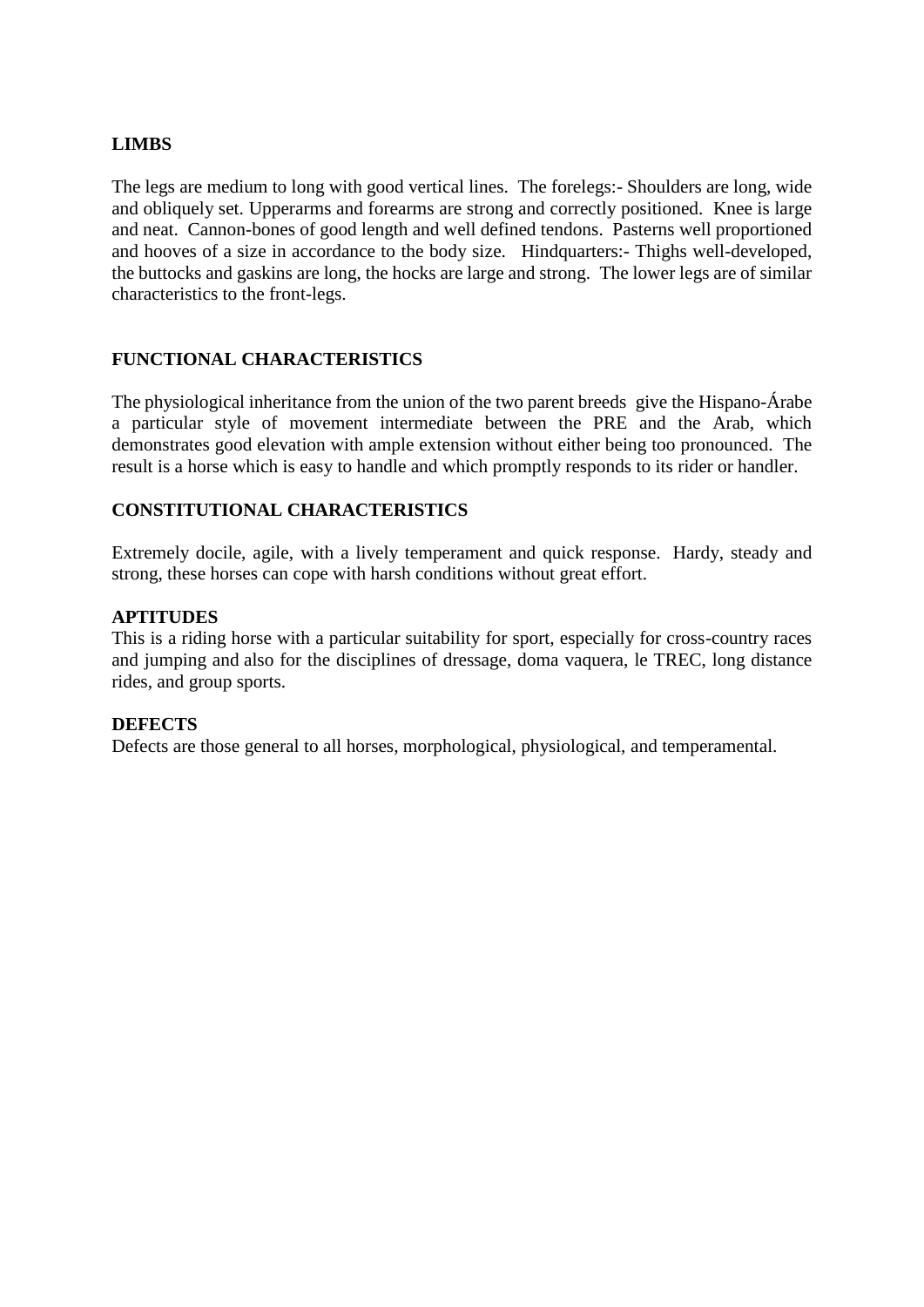## LIMBS

The legs are medium to long with good vertical lines. The forelegs:- Shoulders are long, wide and obliquely set. Upperarms and forearms are strong and correctly positioned. Knee is large and neat. Cannon-bones of good length and well defined tendons. Pasterns well proportioned and hooves of a size in accordance to the body size. Hindquarters:- Thighs well-developed, the buttocks and gaskins are long, the hocks are large and strong. The lower legs are of similar characteristics to the front-legs.

## FUNCTIONAL CHARACTERISTICS

The physiological inheritance from the union of the two parent breeds give the Hispano-Árabe a particular style of movement intermediate between the PRE and the Arab, which demonstrates good elevation with ample extension without either being too pronounced. The result is a horse which is easy to handle and which promptly responds to its rider or handler.

## CONSTITUTIONAL CHARACTERISTICS

Extremely docile, agile, with a lively temperament and quick response. Hardy, steady and strong, these horses can cope with harsh conditions without great effort.

## APTITUDES

This is a riding horse with a particular suitability for sport, especially for cross-country races and jumping and also for the disciplines of dressage, doma vaquera, le TREC, long distance rides, and group sports.

## DEFECTS

Defects are those general to all horses, morphological, physiological, and temperamental.